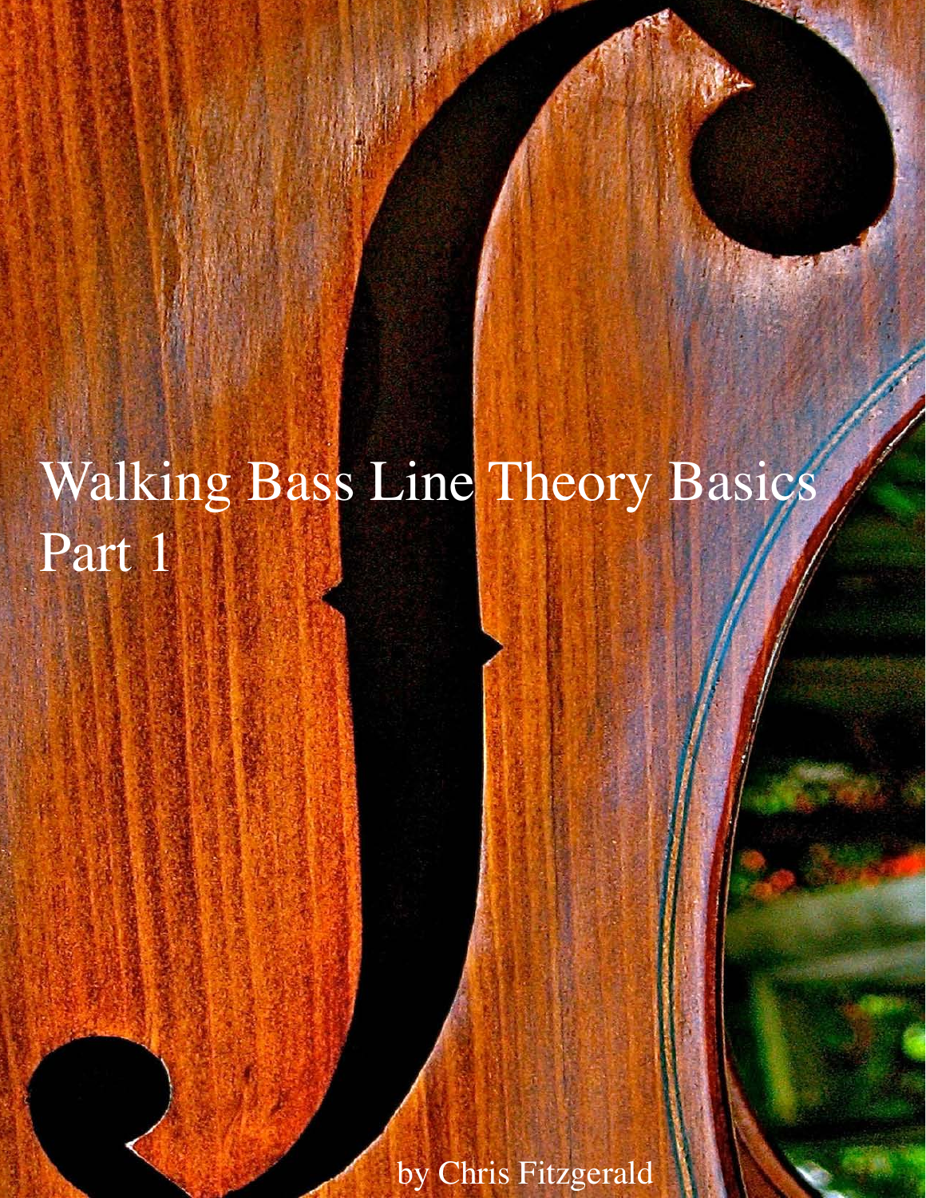# Walking Bass Line Theory Basics Part 1

by Chris Fitzgerald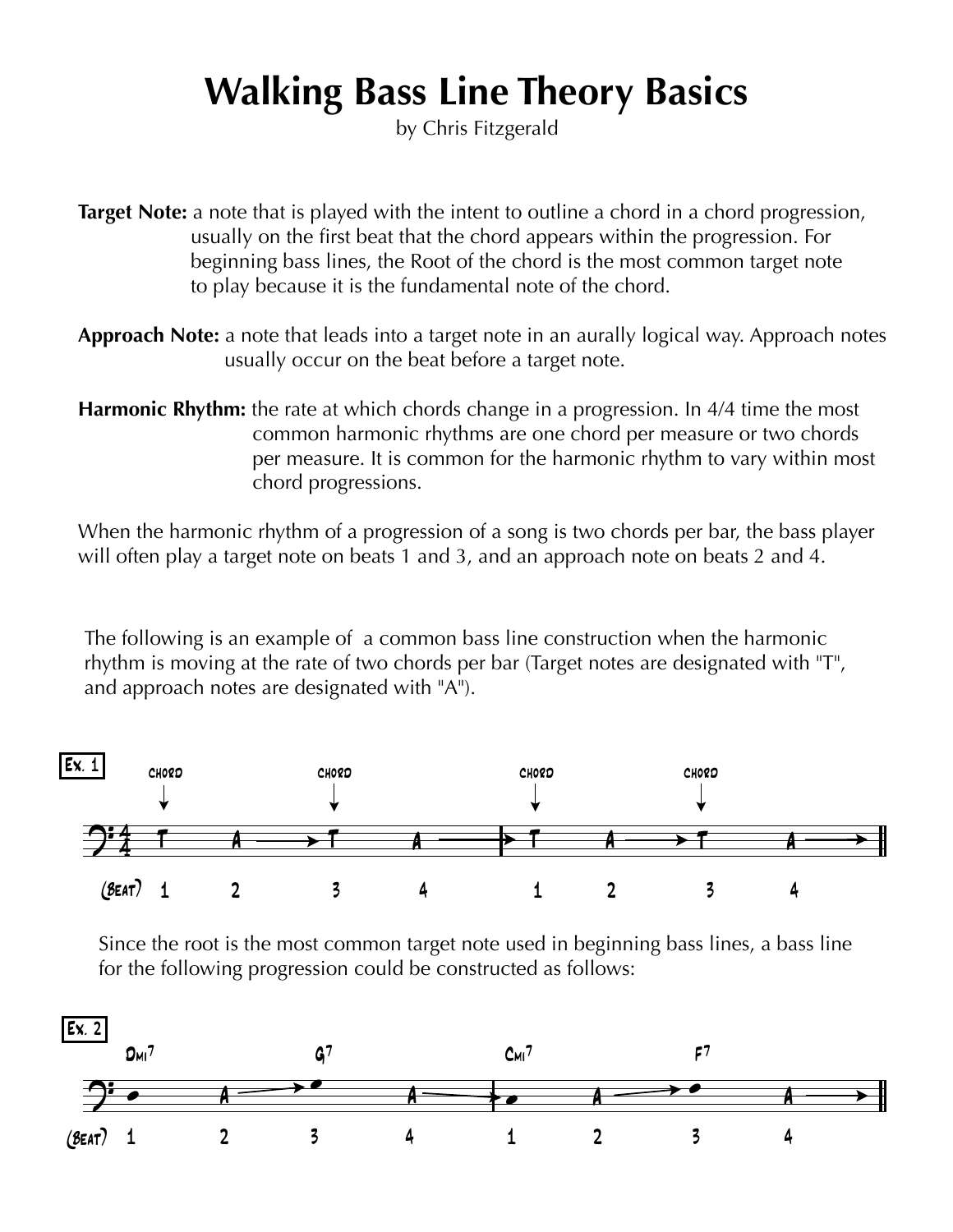# Walking Bass Line Theory Basics

by Chris Fitzgerald

**Target Note:** a note that is played with the intent to outline a chord in a chord progression, usually on the first beat that the chord appears within the progression. For beginning bass lines, the Root of the chord is the most common target note to play because it is the fundamental note of the chord.

**Approach Note:** a note that leads into a target note in an aurally logical way. Approach notes usually occur on the beat before a target note.

**Harmonic Rhythm:** the rate at which chords change in a progression. In 4/4 time the most common harmonic rhythms are one chord per measure or two chords per measure. It is common for the harmonic rhythm to vary within most chord progressions.

When the harmonic rhythm of a progression of a song is two chords per bar, the bass player will often play a target note on beats 1 and 3, and an approach note on beats 2 and 4.

The following is an example of a common bass line construction when the harmonic rhythm is moving at the rate of two chords per bar (Target notes are designated with "T", and approach notes are designated with "A").

Ex. 1

CHORD CHORD CHORD CHORD

T A T A | T A T A

(BEAT) 1 2 3 4 1 2 3 4

Since the root is the most common target note used in beginning bass lines, a bass line for the following progression could be constructed as follows:

Ex. 2

DMI7 G7 CMI7 F7

A A | A A

(BEAT) 1 2 3 4 1 2 3 4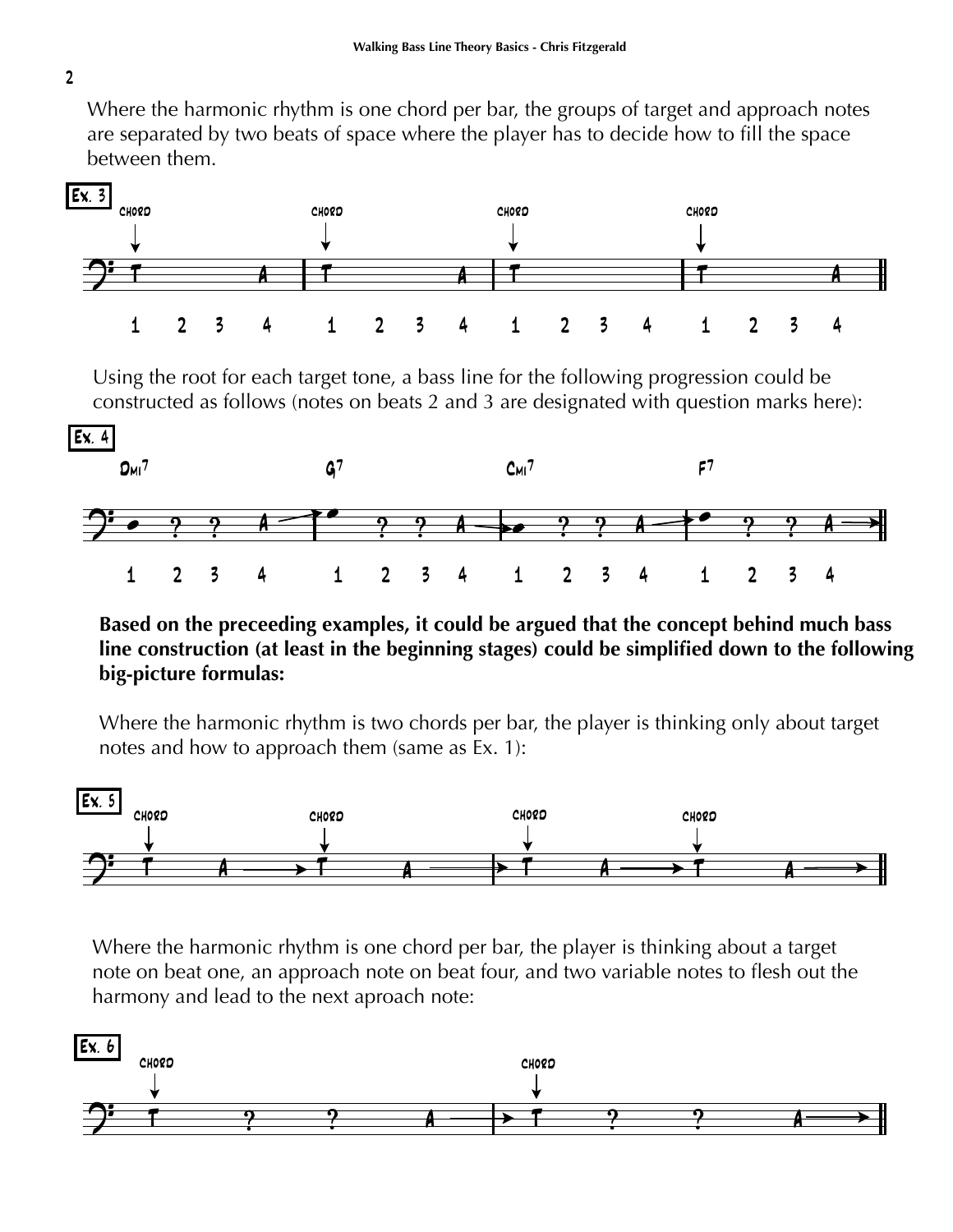Where the harmonic rhythm is one chord per bar, the groups of target and approach notes are separated by two beats of space where the player has to decide how to fill the space between them.

**Ex. 3**

Using the root for each target tone, a bass line for the following progression could be constructed as follows (notes on beats 2 and 3 are designated with question marks here):

**Ex. 4**

**Based on the preceeding examples, it could be argued that the concept behind much bass line construction (at least in the beginning stages) could be simplified down to the following big-picture formulas:**

Where the harmonic rhythm is two chords per bar, the player is thinking only about target notes and how to approach them (same as Ex. 1):

**Ex. 5**

Where the harmonic rhythm is one chord per bar, the player is thinking about a target note on beat one, an approach note on beat four, and two variable notes to flesh out the harmony and lead to the next aproach note:

**Ex. 6**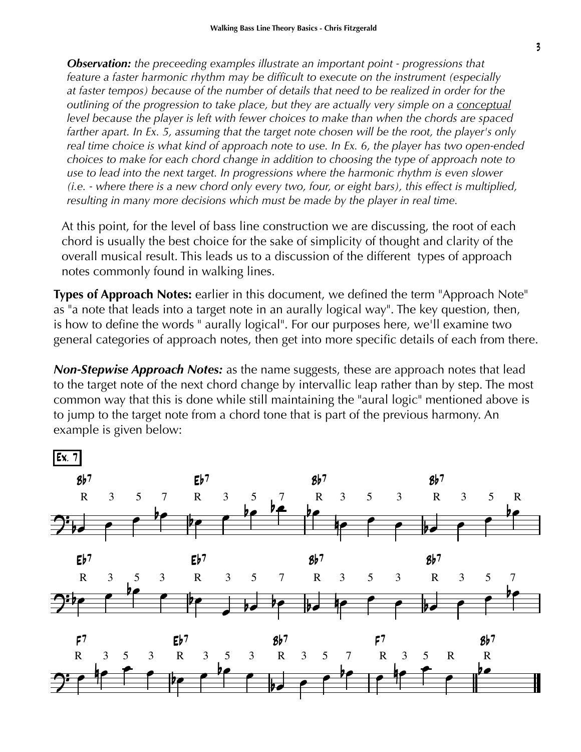***Observation:*** *the preceeding examples illustrate an important point - progressions that feature a faster harmonic rhythm may be difficult to execute on the instrument (especially at faster tempos) because of the number of details that need to be realized in order for the outlining of the progression to take place, but they are actually very simple on a* <u>*conceptual*</u> *level because the player is left with fewer choices to make than when the chords are spaced farther apart. In Ex. 5, assuming that the target note chosen will be the root, the player's only real time choice is what kind of approach note to use. In Ex. 6, the player has two open-ended choices to make for each chord change in addition to choosing the type of approach note to use to lead into the next target. In progressions where the harmonic rhythm is even slower (i.e. - where there is a new chord only every two, four, or eight bars), this effect is multiplied, resulting in many more decisions which must be made by the player in real time.*

At this point, for the level of bass line construction we are discussing, the root of each chord is usually the best choice for the sake of simplicity of thought and clarity of the overall musical result. This leads us to a discussion of the different types of approach notes commonly found in walking lines.

**Types of Approach Notes:** earlier in this document, we defined the term "Approach Note" as "a note that leads into a target note in an aurally logical way". The key question, then, is how to define the words " aurally logical". For our purposes here, we'll examine two general categories of approach notes, then get into more specific details of each from there.

***Non-Stepwise Approach Notes:*** as the name suggests, these are approach notes that lead to the target note of the next chord change by intervallic leap rather than by step. The most common way that this is done while still maintaining the "aural logic" mentioned above is to jump to the target note from a chord tone that is part of the previous harmony. An example is given below:

**Ex. 7**

| Bb7 | Eb7 | Bb7 | Bb7 |
|---|---|---|---|
| R 3 5 7 | R 3 5 7 | R 3 5 3 | R 3 5 R |
| Eb7 | Eb7 | Bb7 | Bb7 |
| R 3 5 3 | R 3 5 7 | R 3 5 3 | R 3 5 7 |
| F7 | Eb7 | Bb7 | F7 |
| R 3 5 3 | R 3 5 3 | R 3 5 7 | R 3 5 R |

Bb7: R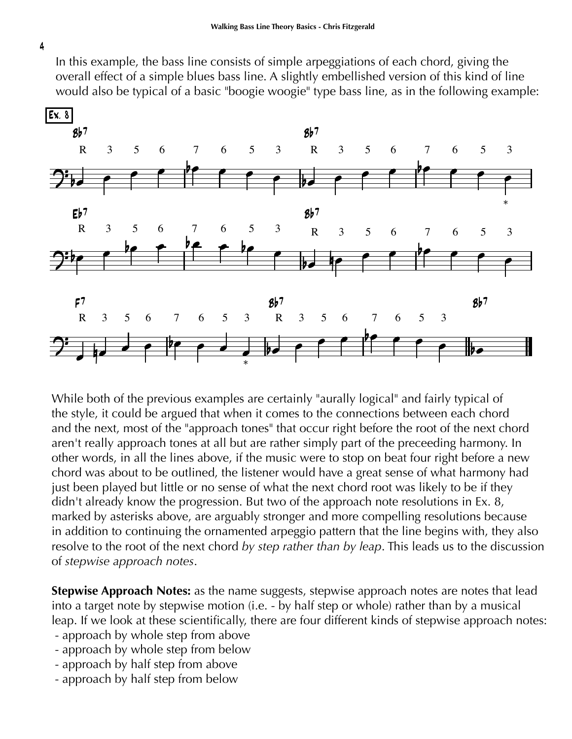In this example, the bass line consists of simple arpeggiations of each chord, giving the overall effect of a simple blues bass line. A slightly embellished version of this kind of line would also be typical of a basic "boogie woogie" type bass line, as in the following example:

**Ex. 8**

While both of the previous examples are certainly "aurally logical" and fairly typical of the style, it could be argued that when it comes to the connections between each chord and the next, most of the "approach tones" that occur right before the root of the next chord aren't really approach tones at all but are rather simply part of the preceeding harmony. In other words, in all the lines above, if the music were to stop on beat four right before a new chord was about to be outlined, the listener would have a great sense of what harmony had just been played but little or no sense of what the next chord root was likely to be if they didn't already know the progression. But two of the approach note resolutions in Ex. 8, marked by asterisks above, are arguably stronger and more compelling resolutions because in addition to continuing the ornamented arpeggio pattern that the line begins with, they also resolve to the root of the next chord *by step rather than by leap*. This leads us to the discussion of *stepwise approach notes*.

**Stepwise Approach Notes:** as the name suggests, stepwise approach notes are notes that lead into a target note by stepwise motion (i.e. - by half step or whole) rather than by a musical leap. If we look at these scientifically, there are four different kinds of stepwise approach notes:

- approach by whole step from above
- approach by whole step from below
- approach by half step from above
- approach by half step from below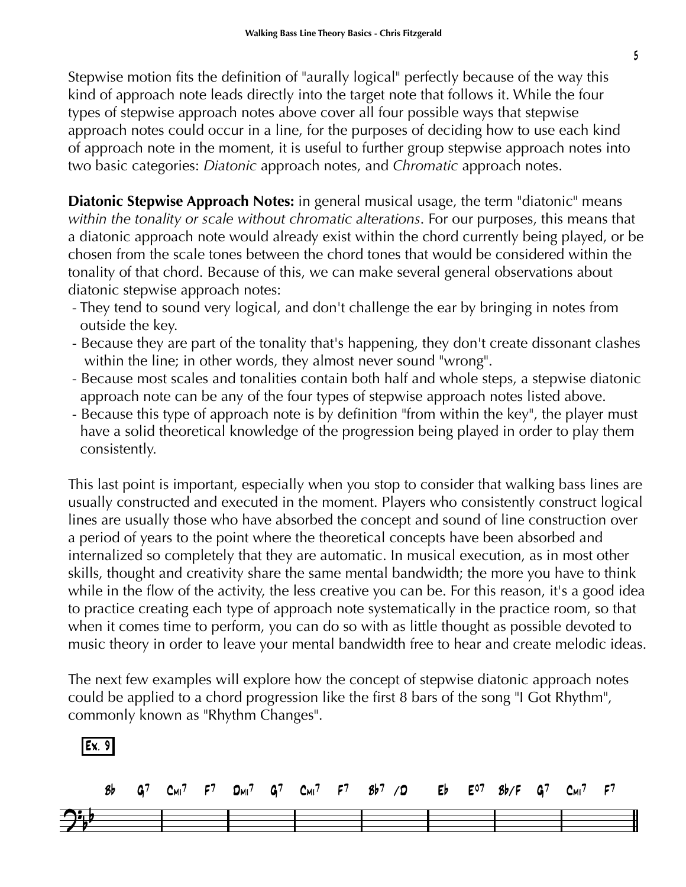Stepwise motion fits the definition of "aurally logical" perfectly because of the way this kind of approach note leads directly into the target note that follows it. While the four types of stepwise approach notes above cover all four possible ways that stepwise approach notes could occur in a line, for the purposes of deciding how to use each kind of approach note in the moment, it is useful to further group stepwise approach notes into two basic categories: *Diatonic* approach notes, and *Chromatic* approach notes.

**Diatonic Stepwise Approach Notes:** in general musical usage, the term "diatonic" means *within the tonality or scale without chromatic alterations*. For our purposes, this means that a diatonic approach note would already exist within the chord currently being played, or be chosen from the scale tones between the chord tones that would be considered within the tonality of that chord. Because of this, we can make several general observations about diatonic stepwise approach notes:

- They tend to sound very logical, and don't challenge the ear by bringing in notes from outside the key.
- Because they are part of the tonality that's happening, they don't create dissonant clashes within the line; in other words, they almost never sound "wrong".
- Because most scales and tonalities contain both half and whole steps, a stepwise diatonic approach note can be any of the four types of stepwise approach notes listed above.
- Because this type of approach note is by definition "from within the key", the player must have a solid theoretical knowledge of the progression being played in order to play them consistently.

This last point is important, especially when you stop to consider that walking bass lines are usually constructed and executed in the moment. Players who consistently construct logical lines are usually those who have absorbed the concept and sound of line construction over a period of years to the point where the theoretical concepts have been absorbed and internalized so completely that they are automatic. In musical execution, as in most other skills, thought and creativity share the same mental bandwidth; the more you have to think while in the flow of the activity, the less creative you can be. For this reason, it's a good idea to practice creating each type of approach note systematically in the practice room, so that when it comes time to perform, you can do so with as little thought as possible devoted to music theory in order to leave your mental bandwidth free to hear and create melodic ideas.

The next few examples will explore how the concept of stepwise diatonic approach notes could be applied to a chord progression like the first 8 bars of the song "I Got Rhythm", commonly known as "Rhythm Changes".

**Ex. 9**

Bb G7 | Cmi7 F7 | Dmi7 G7 | Cmi7 F7 | Bb7 /D | Eb Eo7 | Bb/F G7 | Cmi7 F7 ||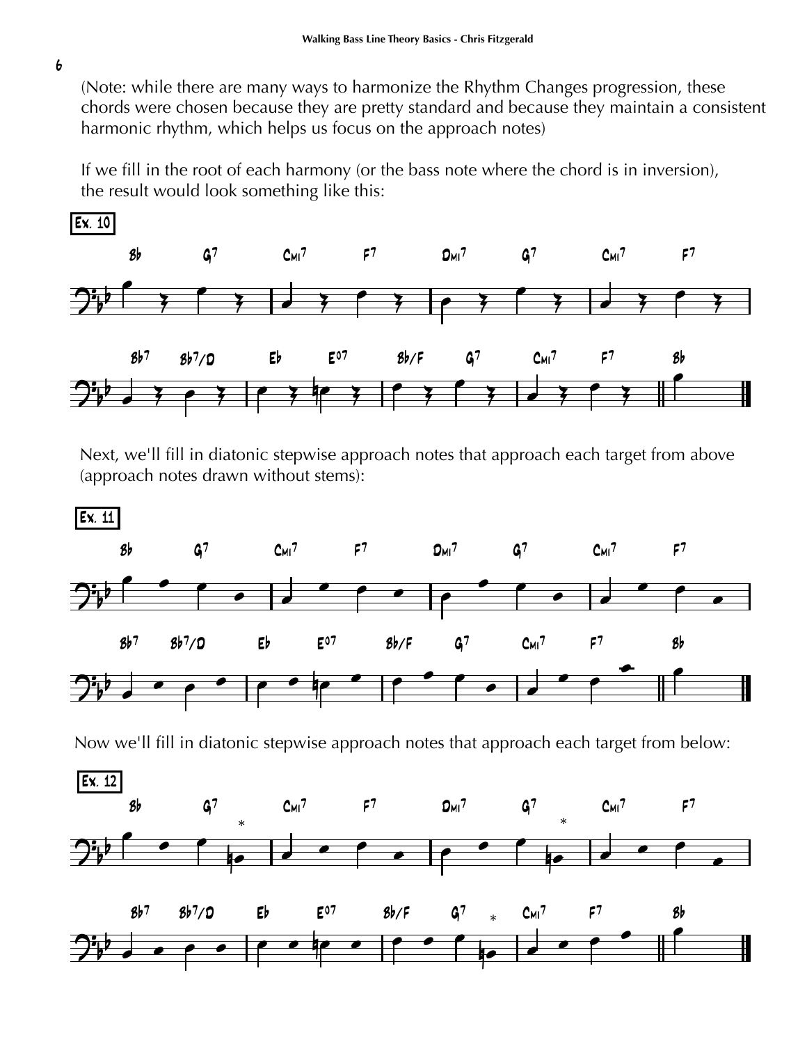(Note: while there are many ways to harmonize the Rhythm Changes progression, these chords were chosen because they are pretty standard and because they maintain a consistent harmonic rhythm, which helps us focus on the approach notes)

If we fill in the root of each harmony (or the bass note where the chord is in inversion), the result would look something like this:

**Ex. 10**

Next, we'll fill in diatonic stepwise approach notes that approach each target from above (approach notes drawn without stems):

**Ex. 11**

Now we'll fill in diatonic stepwise approach notes that approach each target from below:

**Ex. 12**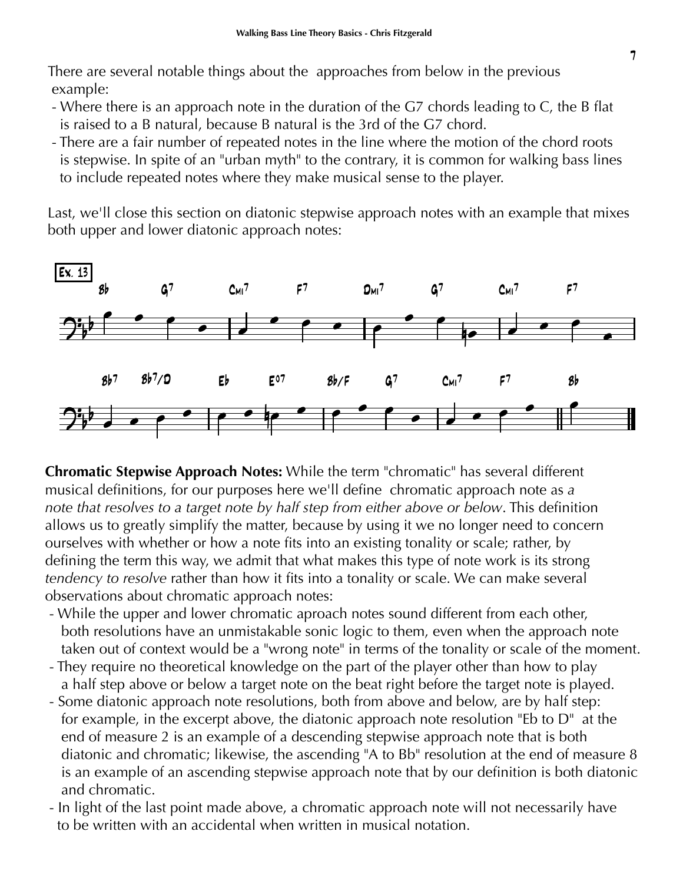There are several notable things about the approaches from below in the previous example:

- Where there is an approach note in the duration of the G7 chords leading to C, the B flat is raised to a B natural, because B natural is the 3rd of the G7 chord.
- There are a fair number of repeated notes in the line where the motion of the chord roots is stepwise. In spite of an "urban myth" to the contrary, it is common for walking bass lines to include repeated notes where they make musical sense to the player.

Last, we'll close this section on diatonic stepwise approach notes with an example that mixes both upper and lower diatonic approach notes:

**Chromatic Stepwise Approach Notes:** While the term "chromatic" has several different musical definitions, for our purposes here we'll define chromatic approach note as *a note that resolves to a target note by half step from either above or below*. This definition allows us to greatly simplify the matter, because by using it we no longer need to concern ourselves with whether or how a note fits into an existing tonality or scale; rather, by defining the term this way, we admit that what makes this type of note work is its strong *tendency to resolve* rather than how it fits into a tonality or scale. We can make several observations about chromatic approach notes:

- While the upper and lower chromatic aproach notes sound different from each other, both resolutions have an unmistakable sonic logic to them, even when the approach note taken out of context would be a "wrong note" in terms of the tonality or scale of the moment.
- They require no theoretical knowledge on the part of the player other than how to play a half step above or below a target note on the beat right before the target note is played.
- Some diatonic approach note resolutions, both from above and below, are by half step: for example, in the excerpt above, the diatonic approach note resolution "Eb to D" at the end of measure 2 is an example of a descending stepwise approach note that is both diatonic and chromatic; likewise, the ascending "A to Bb" resolution at the end of measure 8 is an example of an ascending stepwise approach note that by our definition is both diatonic and chromatic.
- In light of the last point made above, a chromatic approach note will not necessarily have to be written with an accidental when written in musical notation.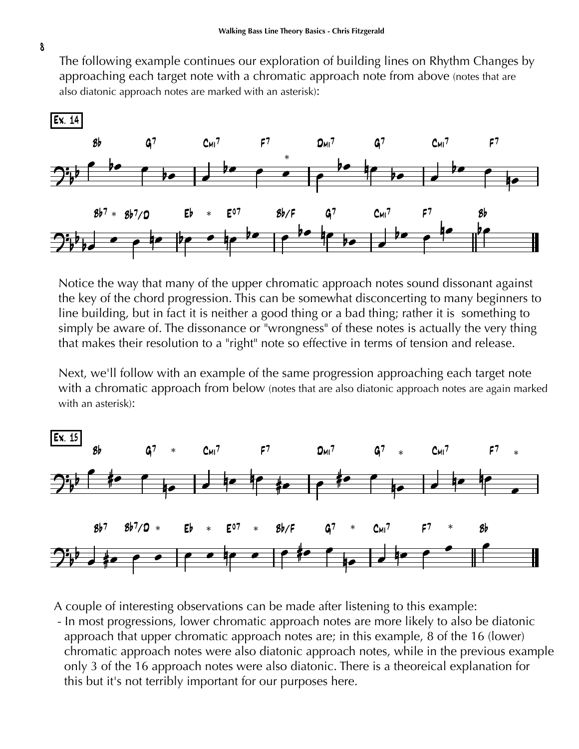The following example continues our exploration of building lines on Rhythm Changes by approaching each target note with a chromatic approach note from above (notes that are also diatonic approach notes are marked with an asterisk):

**Ex. 14**

Notice the way that many of the upper chromatic approach notes sound dissonant against the key of the chord progression. This can be somewhat disconcerting to many beginners to line building, but in fact it is neither a good thing or a bad thing; rather it is something to simply be aware of. The dissonance or "wrongness" of these notes is actually the very thing that makes their resolution to a "right" note so effective in terms of tension and release.

Next, we'll follow with an example of the same progression approaching each target note with a chromatic approach from below (notes that are also diatonic approach notes are again marked with an asterisk):

**Ex. 15**

A couple of interesting observations can be made after listening to this example:

- In most progressions, lower chromatic approach notes are more likely to also be diatonic approach that upper chromatic approach notes are; in this example, 8 of the 16 (lower) chromatic approach notes were also diatonic approach notes, while in the previous example only 3 of the 16 approach notes were also diatonic. There is a theoreical explanation for this but it's not terribly important for our purposes here.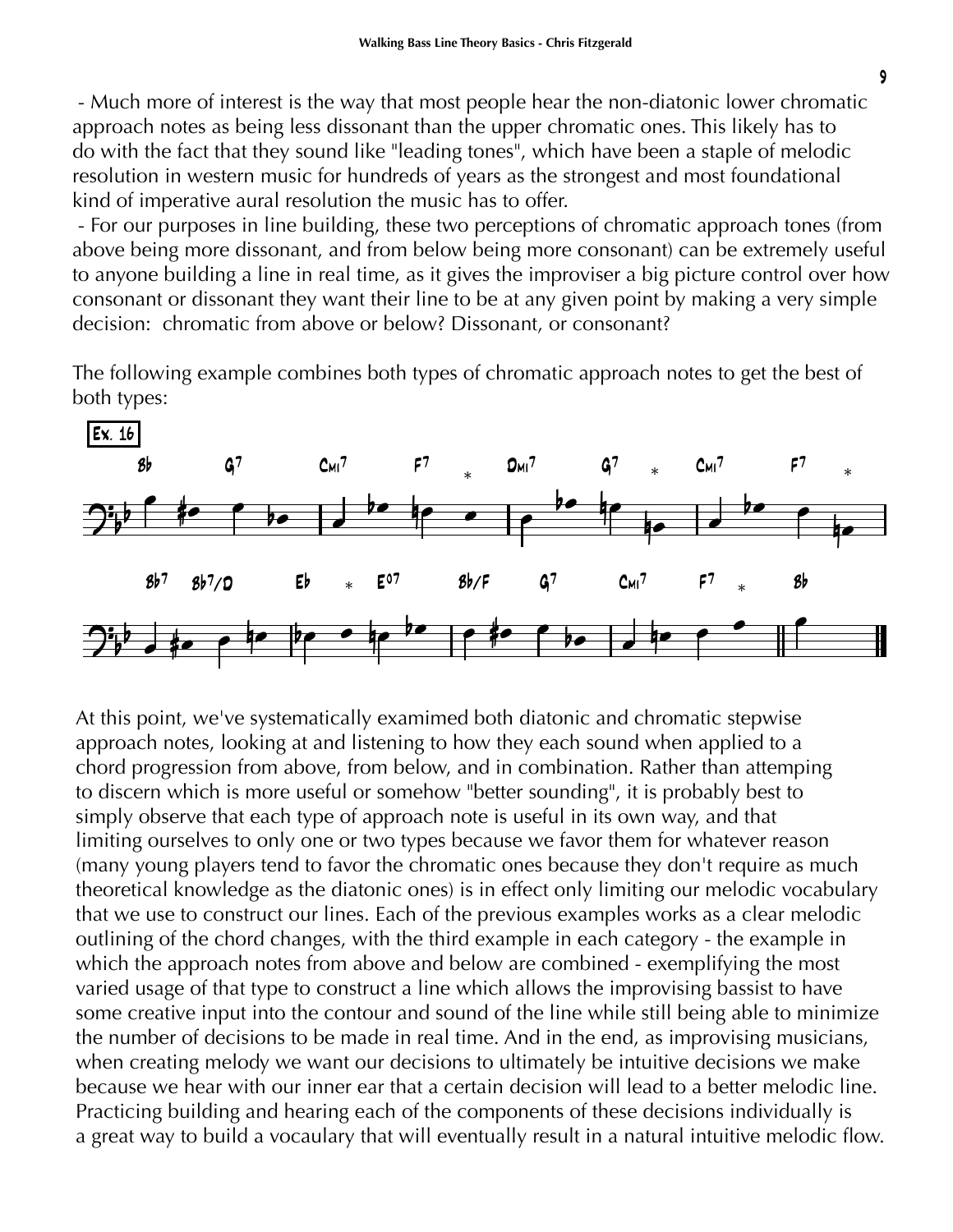- Much more of interest is the way that most people hear the non-diatonic lower chromatic approach notes as being less dissonant than the upper chromatic ones. This likely has to do with the fact that they sound like "leading tones", which have been a staple of melodic resolution in western music for hundreds of years as the strongest and most foundational kind of imperative aural resolution the music has to offer.

- For our purposes in line building, these two perceptions of chromatic approach tones (from above being more dissonant, and from below being more consonant) can be extremely useful to anyone building a line in real time, as it gives the improviser a big picture control over how consonant or dissonant they want their line to be at any given point by making a very simple decision: chromatic from above or below? Dissonant, or consonant?

The following example combines both types of chromatic approach notes to get the best of both types:

**Ex. 16**

Bb G7 CMI7 F7 * DMI7 G7 * CMI7 F7 *

Bb7 Bb7/D Eb * E°7 Bb/F G7 CMI7 F7 * Bb

At this point, we've systematically examimed both diatonic and chromatic stepwise approach notes, looking at and listening to how they each sound when applied to a chord progression from above, from below, and in combination. Rather than attemping to discern which is more useful or somehow "better sounding", it is probably best to simply observe that each type of approach note is useful in its own way, and that limiting ourselves to only one or two types because we favor them for whatever reason (many young players tend to favor the chromatic ones because they don't require as much theoretical knowledge as the diatonic ones) is in effect only limiting our melodic vocabulary that we use to construct our lines. Each of the previous examples works as a clear melodic outlining of the chord changes, with the third example in each category - the example in which the approach notes from above and below are combined - exemplifying the most varied usage of that type to construct a line which allows the improvising bassist to have some creative input into the contour and sound of the line while still being able to minimize the number of decisions to be made in real time. And in the end, as improvising musicians, when creating melody we want our decisions to ultimately be intuitive decisions we make because we hear with our inner ear that a certain decision will lead to a better melodic line. Practicing building and hearing each of the components of these decisions individually is a great way to build a vocaulary that will eventually result in a natural intuitive melodic flow.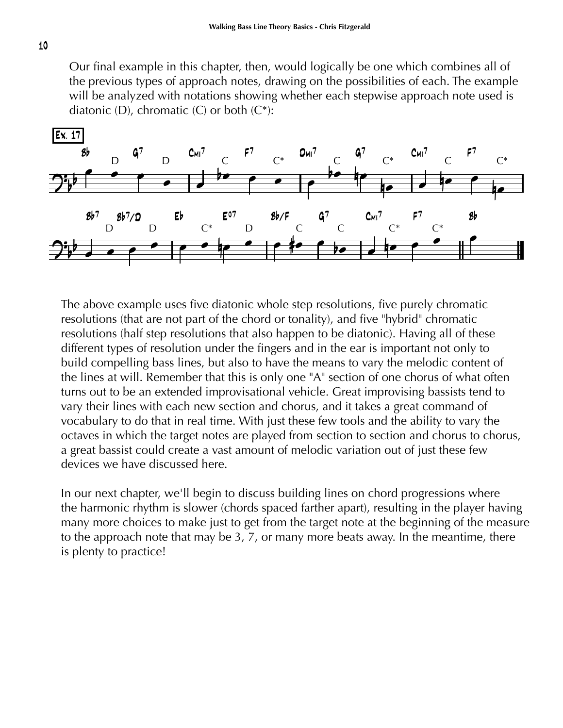Our final example in this chapter, then, would logically be one which combines all of the previous types of approach notes, drawing on the possibilities of each. The example will be analyzed with notations showing whether each stepwise approach note used is diatonic (D), chromatic (C) or both (C*):

**Ex. 17**

Bb D G7 D Cmi7 C F7 C* Dmi7 C G7 C* Cmi7 C F7 C*

Bb7 D Bb7/D D Eb C* E°7 D Bb/F C G7 C Cmi7 C* F7 C* Bb

The above example uses five diatonic whole step resolutions, five purely chromatic resolutions (that are not part of the chord or tonality), and five "hybrid" chromatic resolutions (half step resolutions that also happen to be diatonic). Having all of these different types of resolution under the fingers and in the ear is important not only to build compelling bass lines, but also to have the means to vary the melodic content of the lines at will. Remember that this is only one "A" section of one chorus of what often turns out to be an extended improvisational vehicle. Great improvising bassists tend to vary their lines with each new section and chorus, and it takes a great command of vocabulary to do that in real time. With just these few tools and the ability to vary the octaves in which the target notes are played from section to section and chorus to chorus, a great bassist could create a vast amount of melodic variation out of just these few devices we have discussed here.

In our next chapter, we'll begin to discuss building lines on chord progressions where the harmonic rhythm is slower (chords spaced farther apart), resulting in the player having many more choices to make just to get from the target note at the beginning of the measure to the approach note that may be 3, 7, or many more beats away. In the meantime, there is plenty to practice!